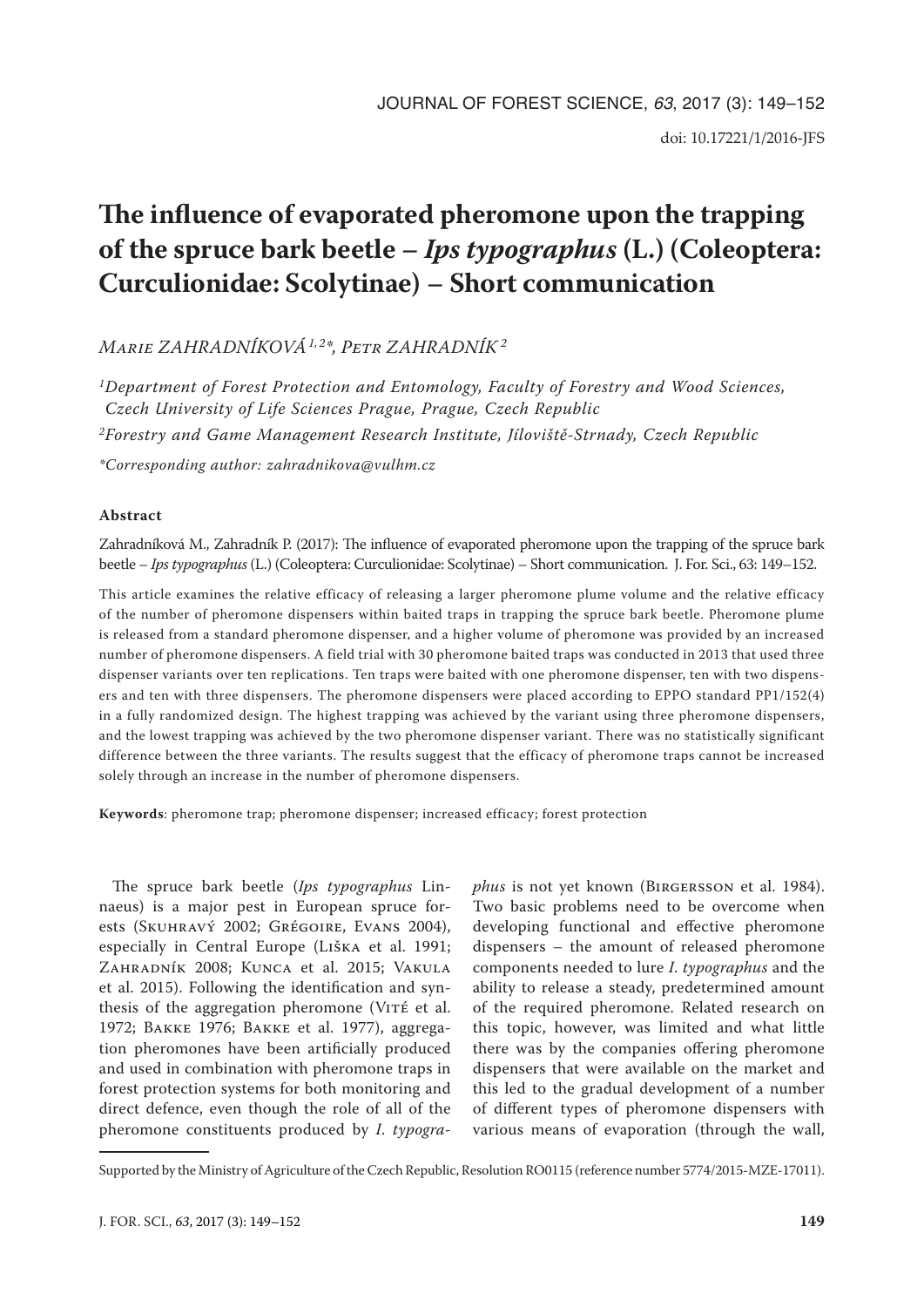# The influence of evaporated pheromone upon the trapping of the spruce bark beetle – *Ips typographus* (L.) (Coleoptera: Curculionidae: Scolytinae) – Short communication

Marie ZAHRADNÍKOVÁ[1,2]*, Petr ZAHRADNÍK[2]

[1]Department of Forest Protection and Entomology, Faculty of Forestry and Wood Sciences, Czech University of Life Sciences Prague, Prague, Czech Republic

[2]Forestry and Game Management Research Institute, Jíloviště-Strnady, Czech Republic

*Corresponding author: zahradnikova@vulhm.cz

## Abstract

Zahradníková M., Zahradník P. (2017): The influence of evaporated pheromone upon the trapping of the spruce bark beetle – *Ips typographus* (L.) (Coleoptera: Curculionidae: Scolytinae) – Short communication. J. For. Sci., 63: 149–152.

This article examines the relative efficacy of releasing a larger pheromone plume volume and the relative efficacy of the number of pheromone dispensers within baited traps in trapping the spruce bark beetle. Pheromone plume is released from a standard pheromone dispenser, and a higher volume of pheromone was provided by an increased number of pheromone dispensers. A field trial with 30 pheromone baited traps was conducted in 2013 that used three dispenser variants over ten replications. Ten traps were baited with one pheromone dispenser, ten with two dispensers and ten with three dispensers. The pheromone dispensers were placed according to EPPO standard PP1/152(4) in a fully randomized design. The highest trapping was achieved by the variant using three pheromone dispensers, and the lowest trapping was achieved by the two pheromone dispenser variant. There was no statistically significant difference between the three variants. The results suggest that the efficacy of pheromone traps cannot be increased solely through an increase in the number of pheromone dispensers.

**Keywords**: pheromone trap; pheromone dispenser; increased efficacy; forest protection

The spruce bark beetle (*Ips typographus* Linnaeus) is a major pest in European spruce forests (Skuhravý 2002; Grégoire, Evans 2004), especially in Central Europe (Liška et al. 1991; Zahradník 2008; Kunca et al. 2015; Vakula et al. 2015). Following the identification and synthesis of the aggregation pheromone (Vité et al. 1972; Bakke 1976; Bakke et al. 1977), aggregation pheromones have been artificially produced and used in combination with pheromone traps in forest protection systems for both monitoring and direct defence, even though the role of all of the pheromone constituents produced by *I. typographus* is not yet known (Birgersson et al. 1984). Two basic problems need to be overcome when developing functional and effective pheromone dispensers – the amount of released pheromone components needed to lure *I. typographus* and the ability to release a steady, predetermined amount of the required pheromone. Related research on this topic, however, was limited and what little there was by the companies offering pheromone dispensers that were available on the market and this led to the gradual development of a number of different types of pheromone dispensers with various means of evaporation (through the wall,

Supported by the Ministry of Agriculture of the Czech Republic, Resolution RO0115 (reference number 5774/2015-MZE-17011).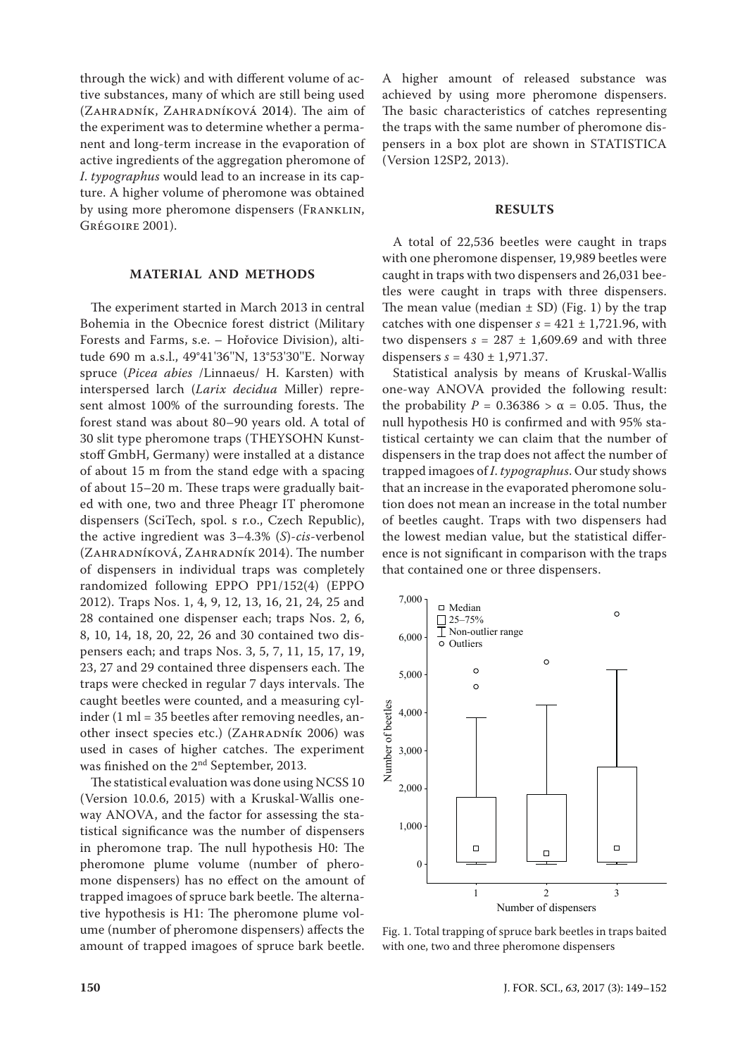through the wick) and with different volume of active substances, many of which are still being used (Zahradník, Zahradníková 2014). The aim of the experiment was to determine whether a permanent and long-term increase in the evaporation of active ingredients of the aggregation pheromone of *I. typographus* would lead to an increase in its capture. A higher volume of pheromone was obtained by using more pheromone dispensers (Franklin, Grégoire 2001).

## MATERIAL AND METHODS

The experiment started in March 2013 in central Bohemia in the Obecnice forest district (Military Forests and Farms, s.e. – Hořovice Division), altitude 690 m a.s.l., 49°41'36''N, 13°53'30''E. Norway spruce (*Picea abies* /Linnaeus/ H. Karsten) with interspersed larch (*Larix decidua* Miller) represent almost 100% of the surrounding forests. The forest stand was about 80–90 years old. A total of 30 slit type pheromone traps (THEYSOHN Kunststoff GmbH, Germany) were installed at a distance of about 15 m from the stand edge with a spacing of about 15–20 m. These traps were gradually baited with one, two and three Pheagr IT pheromone dispensers (SciTech, spol. s r.o., Czech Republic), the active ingredient was 3–4.3% (*S*)-*cis*-verbenol (Zahradníková, Zahradník 2014). The number of dispensers in individual traps was completely randomized following EPPO PP1/152(4) (EPPO 2012). Traps Nos. 1, 4, 9, 12, 13, 16, 21, 24, 25 and 28 contained one dispenser each; traps Nos. 2, 6, 8, 10, 14, 18, 20, 22, 26 and 30 contained two dispensers each; and traps Nos. 3, 5, 7, 11, 15, 17, 19, 23, 27 and 29 contained three dispensers each. The traps were checked in regular 7 days intervals. The caught beetles were counted, and a measuring cylinder (1 ml = 35 beetles after removing needles, another insect species etc.) (Zahradník 2006) was used in cases of higher catches. The experiment was finished on the 2nd September, 2013.

The statistical evaluation was done using NCSS 10 (Version 10.0.6, 2015) with a Kruskal-Wallis one-way ANOVA, and the factor for assessing the statistical significance was the number of dispensers in pheromone trap. The null hypothesis H0: The pheromone plume volume (number of pheromone dispensers) has no effect on the amount of trapped imagoes of spruce bark beetle. The alternative hypothesis is H1: The pheromone plume volume (number of pheromone dispensers) affects the amount of trapped imagoes of spruce bark beetle. A higher amount of released substance was achieved by using more pheromone dispensers. The basic characteristics of catches representing the traps with the same number of pheromone dispensers in a box plot are shown in STATISTICA (Version 12SP2, 2013).

## RESULTS

A total of 22,536 beetles were caught in traps with one pheromone dispenser, 19,989 beetles were caught in traps with two dispensers and 26,031 beetles were caught in traps with three dispensers. The mean value (median ± SD) (Fig. 1) by the trap catches with one dispenser $s = 421 \pm 1{,}721.96$, with two dispensers $s = 287 \pm 1{,}609.69$ and with three dispensers $s = 430 \pm 1{,}971.37$.

Statistical analysis by means of Kruskal-Wallis one-way ANOVA provided the following result: the probability $P = 0.36386 > \alpha = 0.05$. Thus, the null hypothesis H0 is confirmed and with 95% statistical certainty we can claim that the number of dispensers in the trap does not affect the number of trapped imagoes of *I. typographus*. Our study shows that an increase in the evaporated pheromone solution does not mean an increase in the total number of beetles caught. Traps with two dispensers had the lowest median value, but the statistical difference is not significant in comparison with the traps that contained one or three dispensers.

Fig. 1. Total trapping of spruce bark beetles in traps baited with one, two and three pheromone dispensers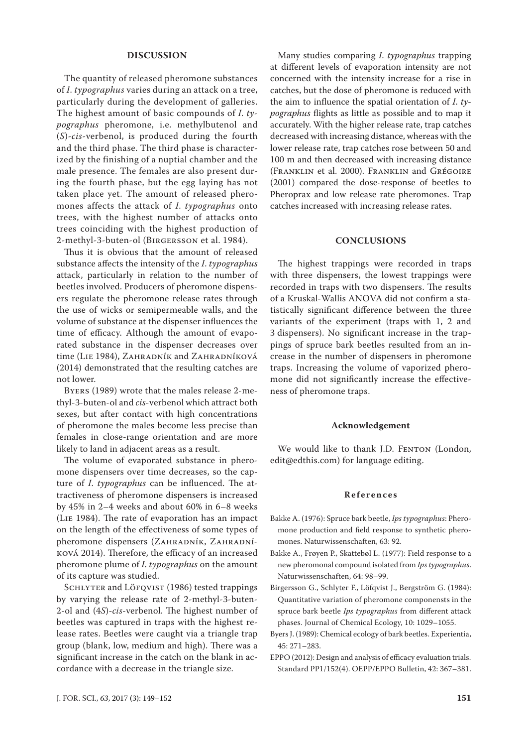## DISCUSSION

The quantity of released pheromone substances of *I. typographus* varies during an attack on a tree, particularly during the development of galleries. The highest amount of basic compounds of *I. typographus* pheromone, i.e. methylbutenol and (*S*)-*cis*-verbenol, is produced during the fourth and the third phase. The third phase is characterized by the finishing of a nuptial chamber and the male presence. The females are also present during the fourth phase, but the egg laying has not taken place yet. The amount of released pheromones affects the attack of *I. typographus* onto trees, with the highest number of attacks onto trees coinciding with the highest production of 2-methyl-3-buten-ol (Birgersson et al. 1984).

Thus it is obvious that the amount of released substance affects the intensity of the *I. typographus* attack, particularly in relation to the number of beetles involved. Producers of pheromone dispensers regulate the pheromone release rates through the use of wicks or semipermeable walls, and the volume of substance at the dispenser influences the time of efficacy. Although the amount of evaporated substance in the dispenser decreases over time (Lie 1984), Zahradník and Zahradníková (2014) demonstrated that the resulting catches are not lower.

Byers (1989) wrote that the males release 2-methyl-3-buten-ol and *cis*-verbenol which attract both sexes, but after contact with high concentrations of pheromone the males become less precise than females in close-range orientation and are more likely to land in adjacent areas as a result.

The volume of evaporated substance in pheromone dispensers over time decreases, so the capture of *I. typographus* can be influenced. The attractiveness of pheromone dispensers is increased by 45% in 2–4 weeks and about 60% in 6–8 weeks (Lie 1984). The rate of evaporation has an impact on the length of the effectiveness of some types of pheromone dispensers (Zahradník, Zahradníková 2014). Therefore, the efficacy of an increased pheromone plume of *I. typographus* on the amount of its capture was studied.

Schlyter and Löfqvist (1986) tested trappings by varying the release rate of 2-methyl-3-buten-2-ol and (4*S*)-*cis*-verbenol. The highest number of beetles was captured in traps with the highest release rates. Beetles were caught via a triangle trap group (blank, low, medium and high). There was a significant increase in the catch on the blank in accordance with a decrease in the triangle size.

Many studies comparing *I. typographus* trapping at different levels of evaporation intensity are not concerned with the intensity increase for a rise in catches, but the dose of pheromone is reduced with the aim to influence the spatial orientation of *I. typographus* flights as little as possible and to map it accurately. With the higher release rate, trap catches decreased with increasing distance, whereas with the lower release rate, trap catches rose between 50 and 100 m and then decreased with increasing distance (Franklin et al. 2000). Franklin and Grégoire (2001) compared the dose-response of beetles to Pheroprax and low release rate pheromones. Trap catches increased with increasing release rates.

## CONCLUSIONS

The highest trappings were recorded in traps with three dispensers, the lowest trappings were recorded in traps with two dispensers. The results of a Kruskal-Wallis ANOVA did not confirm a statistically significant difference between the three variants of the experiment (traps with 1, 2 and 3 dispensers). No significant increase in the trappings of spruce bark beetles resulted from an increase in the number of dispensers in pheromone traps. Increasing the volume of vaporized pheromone did not significantly increase the effectiveness of pheromone traps.

### Acknowledgement

We would like to thank J.D. Fenton (London, edit@edthis.com) for language editing.

### References

Bakke A. (1976): Spruce bark beetle, *Ips typographus*: Pheromone production and field response to synthetic pheromones. Naturwissenschaften, 63: 92.

Bakke A., Frøyen P., Skattebøl L. (1977): Field response to a new pheromonal compound isolated from *Ips typographus*. Naturwissenschaften, 64: 98–99.

Birgersson G., Schlyter F., Löfqvist J., Bergström G. (1984): Quantitative variation of pheromone componensts in the spruce bark beetle *Ips typographus* from different attack phases. Journal of Chemical Ecology, 10: 1029–1055.

Byers J. (1989): Chemical ecology of bark beetles. Experientia, 45: 271–283.

EPPO (2012): Design and analysis of efficacy evaluation trials. Standard PP1/152(4). OEPP/EPPO Bulletin, 42: 367–381.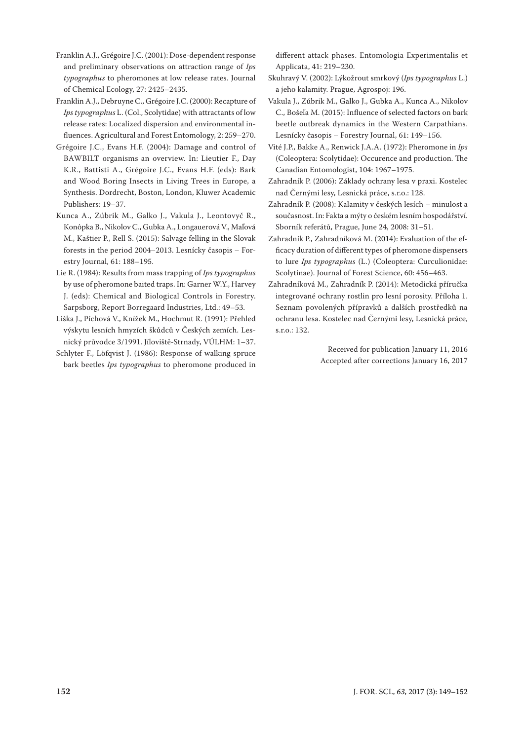Franklin A.J., Grégoire J.C. (2001): Dose-dependent response and preliminary observations on attraction range of *Ips typographus* to pheromones at low release rates. Journal of Chemical Ecology, 27: 2425–2435.

Franklin A.J., Debruyne C., Grégoire J.C. (2000): Recapture of *Ips typographus* L. (Col., Scolytidae) with attractants of low release rates: Localized dispersion and environmental influences. Agricultural and Forest Entomology, 2: 259–270.

Grégoire J.C., Evans H.F. (2004): Damage and control of BAWBILT organisms an overview. In: Lieutier F., Day K.R., Battisti A., Grégoire J.C., Evans H.F. (eds): Bark and Wood Boring Insects in Living Trees in Europe, a Synthesis. Dordrecht, Boston, London, Kluwer Academic Publishers: 19–37.

Kunca A., Zúbrik M., Galko J., Vakula J., Leontovyč R., Konôpka B., Nikolov C., Gubka A., Longauerová V., Maľová M., Kaštier P., Rell S. (2015): Salvage felling in the Slovak forests in the period 2004–2013. Lesnícky časopis – Forestry Journal, 61: 188–195.

Lie R. (1984): Results from mass trapping of *Ips typographus* by use of pheromone baited traps. In: Garner W.Y., Harvey J. (eds): Chemical and Biological Controls in Forestry. Sarpsborg, Report Borregaard Industries, Ltd.: 49–53.

Liška J., Píchová V., Knížek M., Hochmut R. (1991): Přehled výskytu lesních hmyzích škůdců v Českých zemích. Lesnický průvodce 3/1991. Jíloviště-Strnady, VÚLHM: 1–37.

Schlyter F., Löfqvist J. (1986): Response of walking spruce bark beetles *Ips typographus* to pheromone produced in different attack phases. Entomologia Experimentalis et Applicata, 41: 219–230.

Skuhravý V. (2002): Lýkožrout smrkový (*Ips typographus* L.) a jeho kalamity. Prague, Agrospoj: 196.

Vakula J., Zúbrik M., Galko J., Gubka A., Kunca A., Nikolov C., Bošeľa M. (2015): Influence of selected factors on bark beetle outbreak dynamics in the Western Carpathians. Lesnícky časopis – Forestry Journal, 61: 149–156.

Vité J.P., Bakke A., Renwick J.A.A. (1972): Pheromone in *Ips* (Coleoptera: Scolytidae): Occurence and production. The Canadian Entomologist, 104: 1967–1975.

Zahradník P. (2006): Základy ochrany lesa v praxi. Kostelec nad Černými lesy, Lesnická práce, s.r.o.: 128.

Zahradník P. (2008): Kalamity v českých lesích – minulost a současnost. In: Fakta a mýty o českém lesním hospodářství. Sborník referátů, Prague, June 24, 2008: 31–51.

Zahradník P., Zahradníková M. (2014): Evaluation of the efficacy duration of different types of pheromone dispensers to lure *Ips typographus* (L.) (Coleoptera: Curculionidae: Scolytinae). Journal of Forest Science, 60: 456–463.

Zahradníková M., Zahradník P. (2014): Metodická příručka integrované ochrany rostlin pro lesní porosty. Příloha 1. Seznam povolených přípravků a dalších prostředků na ochranu lesa. Kostelec nad Černými lesy, Lesnická práce, s.r.o.: 132.

Received for publication January 11, 2016
Accepted after corrections January 16, 2017